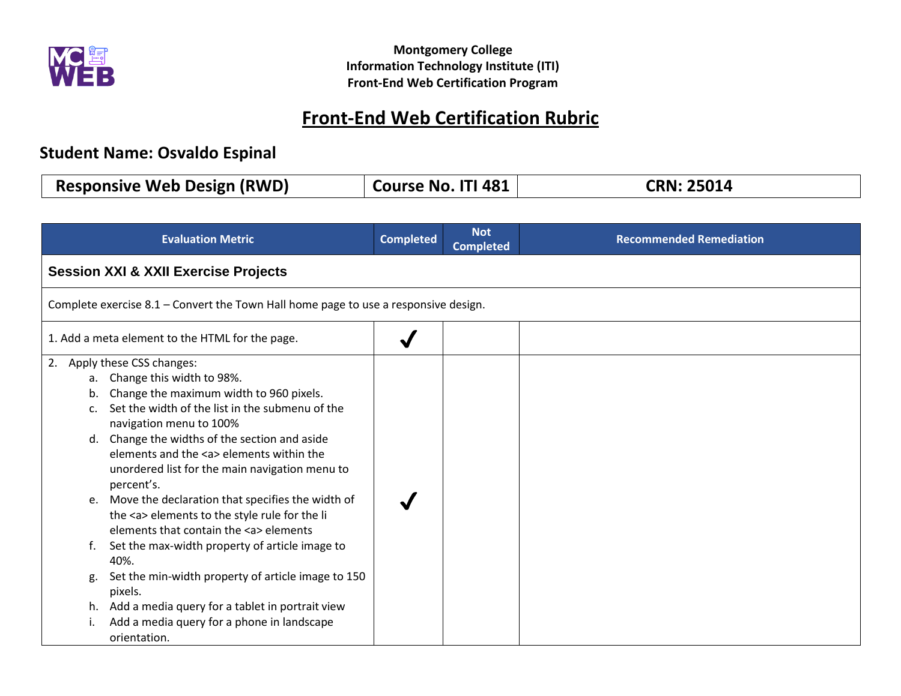**Montgomery College**
**Information Technology Institute (ITI)**
**Front-End Web Certification Program**

# Front-End Web Certification Rubric

## Student Name: Osvaldo Espinal

| Responsive Web Design (RWD) | Course No. ITI 481 | CRN: 25014 |
|---|---|---|

| Evaluation Metric | Completed | Not Completed | Recommended Remediation |
|---|---|---|---|
| **Session XXI & XXII Exercise Projects** | | | |
| Complete exercise 8.1 – Convert the Town Hall home page to use a responsive design. | | | |
| 1. Add a meta element to the HTML for the page. | ✓ | | |
| 2. Apply these CSS changes:<br>a. Change this width to 98%.<br>b. Change the maximum width to 960 pixels.<br>c. Set the width of the list in the submenu of the navigation menu to 100%<br>d. Change the widths of the section and aside elements and the <a> elements within the unordered list for the main navigation menu to percent's.<br>e. Move the declaration that specifies the width of the <a> elements to the style rule for the li elements that contain the <a> elements<br>f. Set the max-width property of article image to 40%.<br>g. Set the min-width property of article image to 150 pixels.<br>h. Add a media query for a tablet in portrait view<br>i. Add a media query for a phone in landscape orientation. | ✓ | | |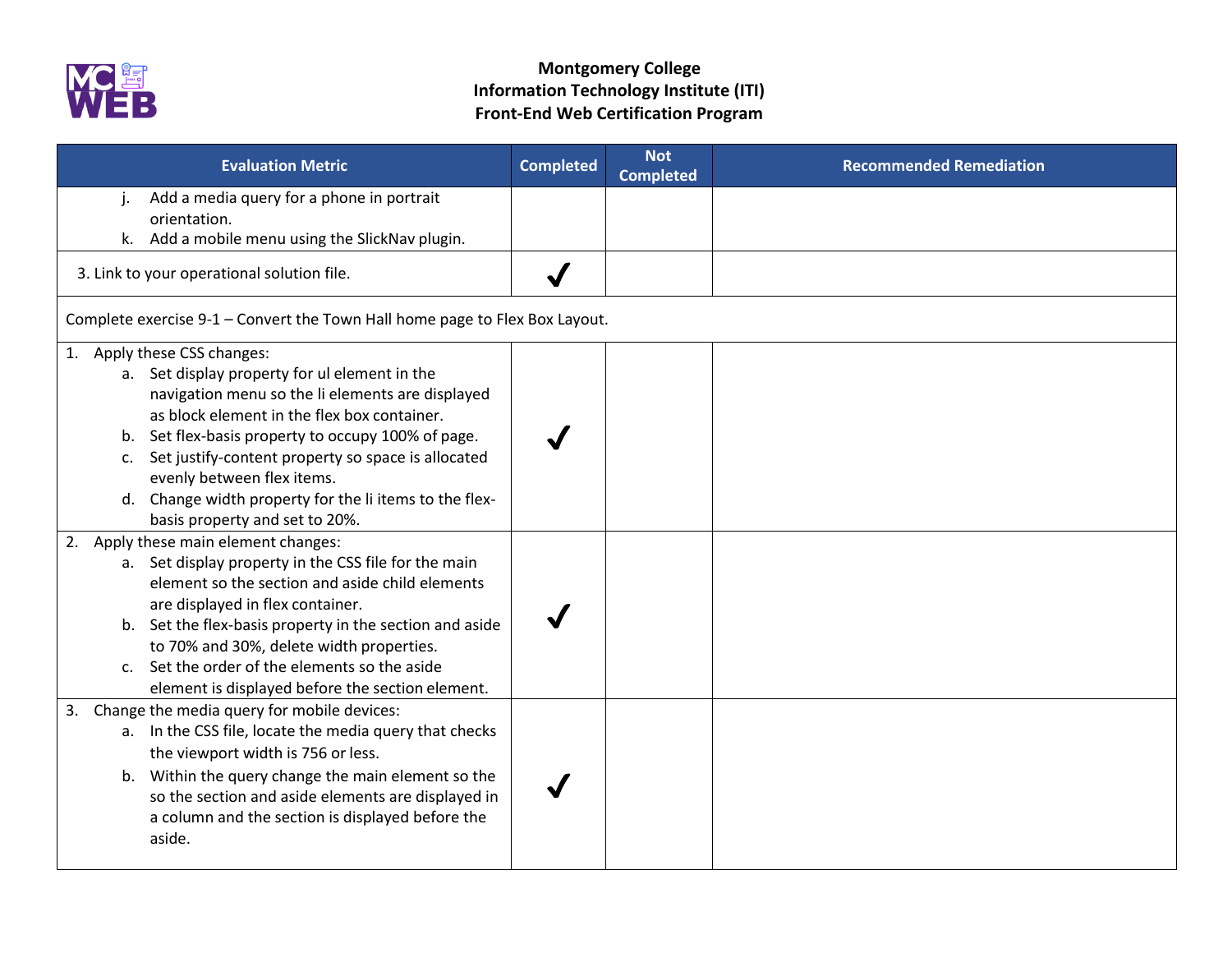# Montgomery College
## Information Technology Institute (ITI)
## Front-End Web Certification Program

| Evaluation Metric | Completed | Not Completed | Recommended Remediation |
|---|---|---|---|
| j. Add a media query for a phone in portrait orientation.<br>k. Add a mobile menu using the SlickNav plugin. | | | |
| 3. Link to your operational solution file. | ✓ | | |
| Complete exercise 9-1 – Convert the Town Hall home page to Flex Box Layout. | | | |
| 1. Apply these CSS changes:<br>a. Set display property for ul element in the navigation menu so the li elements are displayed as block element in the flex box container.<br>b. Set flex-basis property to occupy 100% of page.<br>c. Set justify-content property so space is allocated evenly between flex items.<br>d. Change width property for the li items to the flex-basis property and set to 20%. | ✓ | | |
| 2. Apply these main element changes:<br>a. Set display property in the CSS file for the main element so the section and aside child elements are displayed in flex container.<br>b. Set the flex-basis property in the section and aside to 70% and 30%, delete width properties.<br>c. Set the order of the elements so the aside element is displayed before the section element. | ✓ | | |
| 3. Change the media query for mobile devices:<br>a. In the CSS file, locate the media query that checks the viewport width is 756 or less.<br>b. Within the query change the main element so the so the section and aside elements are displayed in a column and the section is displayed before the aside. | ✓ | | |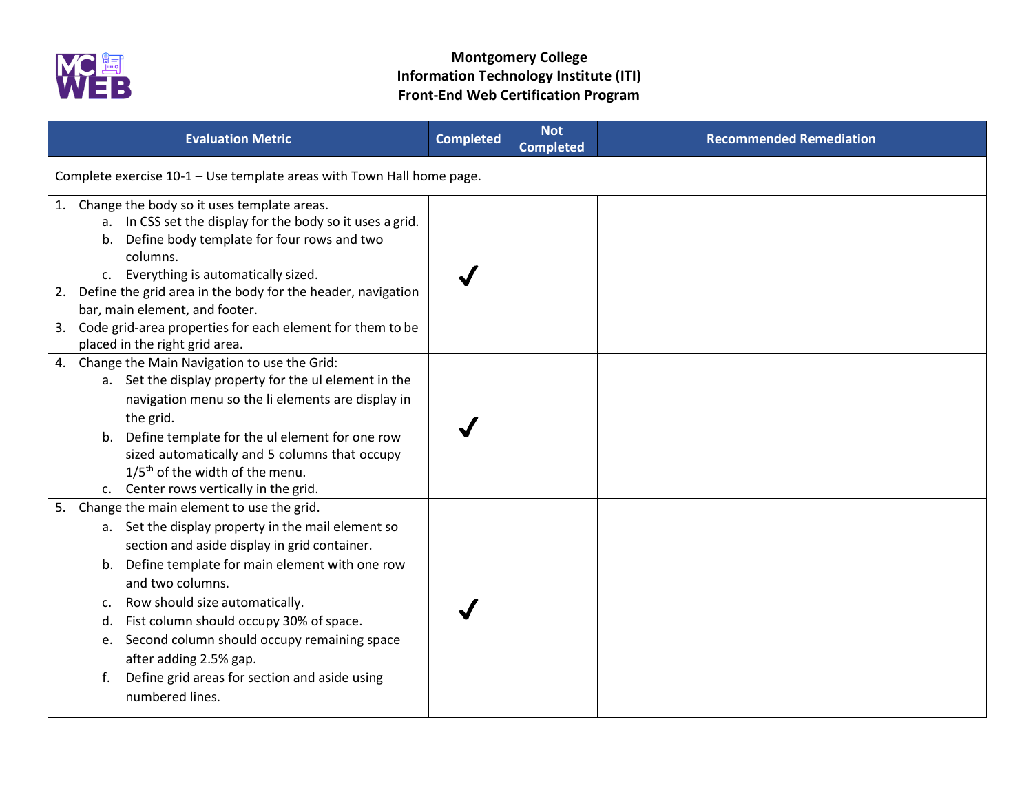**Montgomery College**
**Information Technology Institute (ITI)**
**Front-End Web Certification Program**

| Evaluation Metric | Completed | Not Completed | Recommended Remediation |
|---|---|---|---|
| Complete exercise 10-1 – Use template areas with Town Hall home page. | | | |
| 1. Change the body so it uses template areas.<br>a. In CSS set the display for the body so it uses a grid.<br>b. Define body template for four rows and two columns.<br>c. Everything is automatically sized.<br>2. Define the grid area in the body for the header, navigation bar, main element, and footer.<br>3. Code grid-area properties for each element for them to be placed in the right grid area. | ✓ | | |
| 4. Change the Main Navigation to use the Grid:<br>a. Set the display property for the ul element in the navigation menu so the li elements are display in the grid.<br>b. Define template for the ul element for one row sized automatically and 5 columns that occupy 1/5th of the width of the menu.<br>c. Center rows vertically in the grid. | ✓ | | |
| 5. Change the main element to use the grid.<br>a. Set the display property in the mail element so section and aside display in grid container.<br>b. Define template for main element with one row and two columns.<br>c. Row should size automatically.<br>d. Fist column should occupy 30% of space.<br>e. Second column should occupy remaining space after adding 2.5% gap.<br>f. Define grid areas for section and aside using numbered lines. | ✓ | | |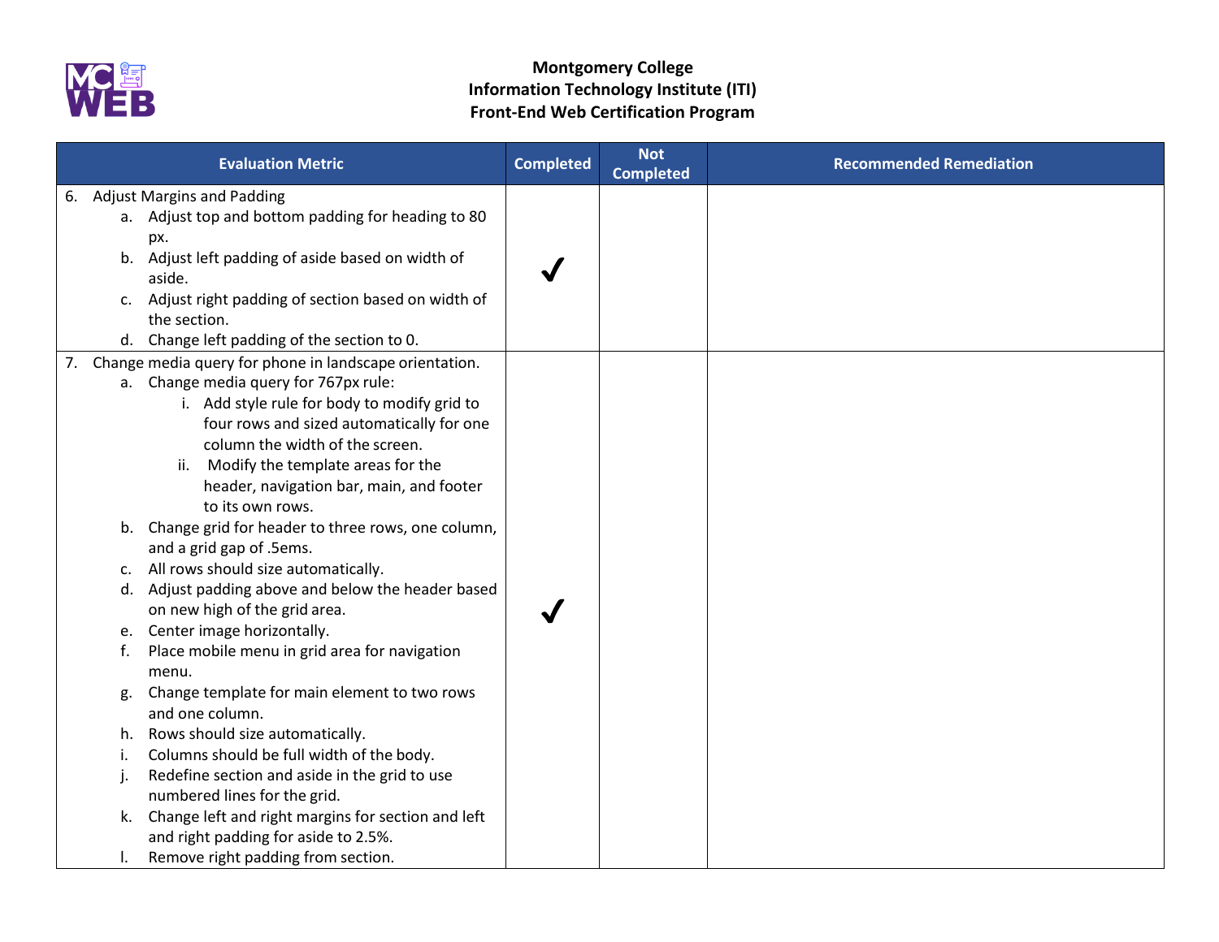**Montgomery College**
**Information Technology Institute (ITI)**
**Front-End Web Certification Program**

| Evaluation Metric | Completed | Not Completed | Recommended Remediation |
|---|---|---|---|
| 6. Adjust Margins and Padding<br>a. Adjust top and bottom padding for heading to 80 px.<br>b. Adjust left padding of aside based on width of aside.<br>c. Adjust right padding of section based on width of the section.<br>d. Change left padding of the section to 0. | ✔ | | |
| 7. Change media query for phone in landscape orientation.<br>a. Change media query for 767px rule:<br>i. Add style rule for body to modify grid to four rows and sized automatically for one column the width of the screen.<br>ii. Modify the template areas for the header, navigation bar, main, and footer to its own rows.<br>b. Change grid for header to three rows, one column, and a grid gap of .5ems.<br>c. All rows should size automatically.<br>d. Adjust padding above and below the header based on new high of the grid area.<br>e. Center image horizontally.<br>f. Place mobile menu in grid area for navigation menu.<br>g. Change template for main element to two rows and one column.<br>h. Rows should size automatically.<br>i. Columns should be full width of the body.<br>j. Redefine section and aside in the grid to use numbered lines for the grid.<br>k. Change left and right margins for section and left and right padding for aside to 2.5%.<br>l. Remove right padding from section. | ✔ | | |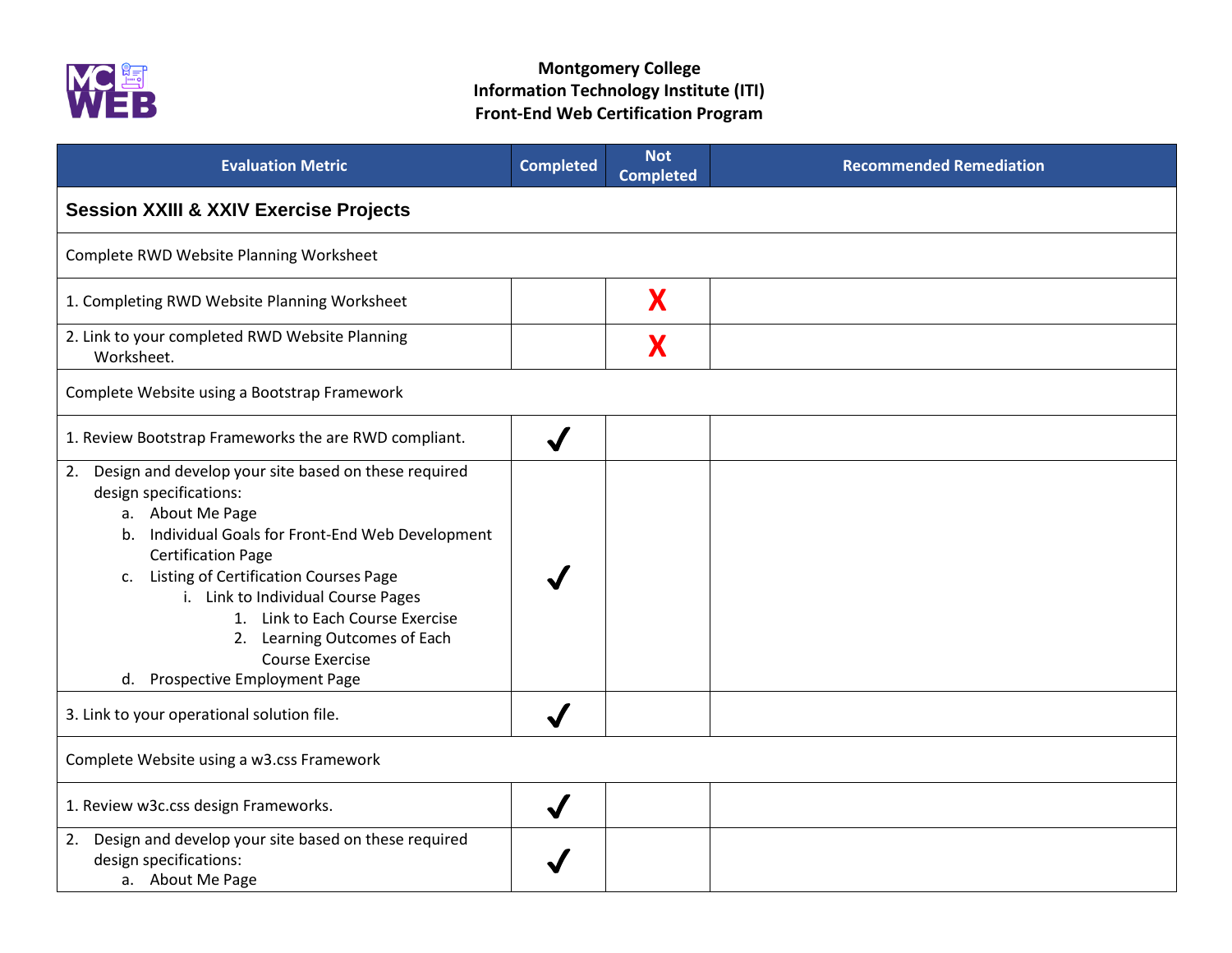**Montgomery College**
**Information Technology Institute (ITI)**
**Front-End Web Certification Program**

| Evaluation Metric | Completed | Not Completed | Recommended Remediation |
|---|---|---|---|
| **Session XXIII & XXIV Exercise Projects** | | | |
| Complete RWD Website Planning Worksheet | | | |
| 1. Completing RWD Website Planning Worksheet | | X | |
| 2. Link to your completed RWD Website Planning Worksheet. | | X | |
| Complete Website using a Bootstrap Framework | | | |
| 1. Review Bootstrap Frameworks the are RWD compliant. | ✓ | | |
| 2. Design and develop your site based on these required design specifications:<br>a. About Me Page<br>b. Individual Goals for Front-End Web Development Certification Page<br>c. Listing of Certification Courses Page<br>i. Link to Individual Course Pages<br>1. Link to Each Course Exercise<br>2. Learning Outcomes of Each Course Exercise<br>d. Prospective Employment Page | ✓ | | |
| 3. Link to your operational solution file. | ✓ | | |
| Complete Website using a w3.css Framework | | | |
| 1. Review w3c.css design Frameworks. | ✓ | | |
| 2. Design and develop your site based on these required design specifications:<br>a. About Me Page | ✓ | | |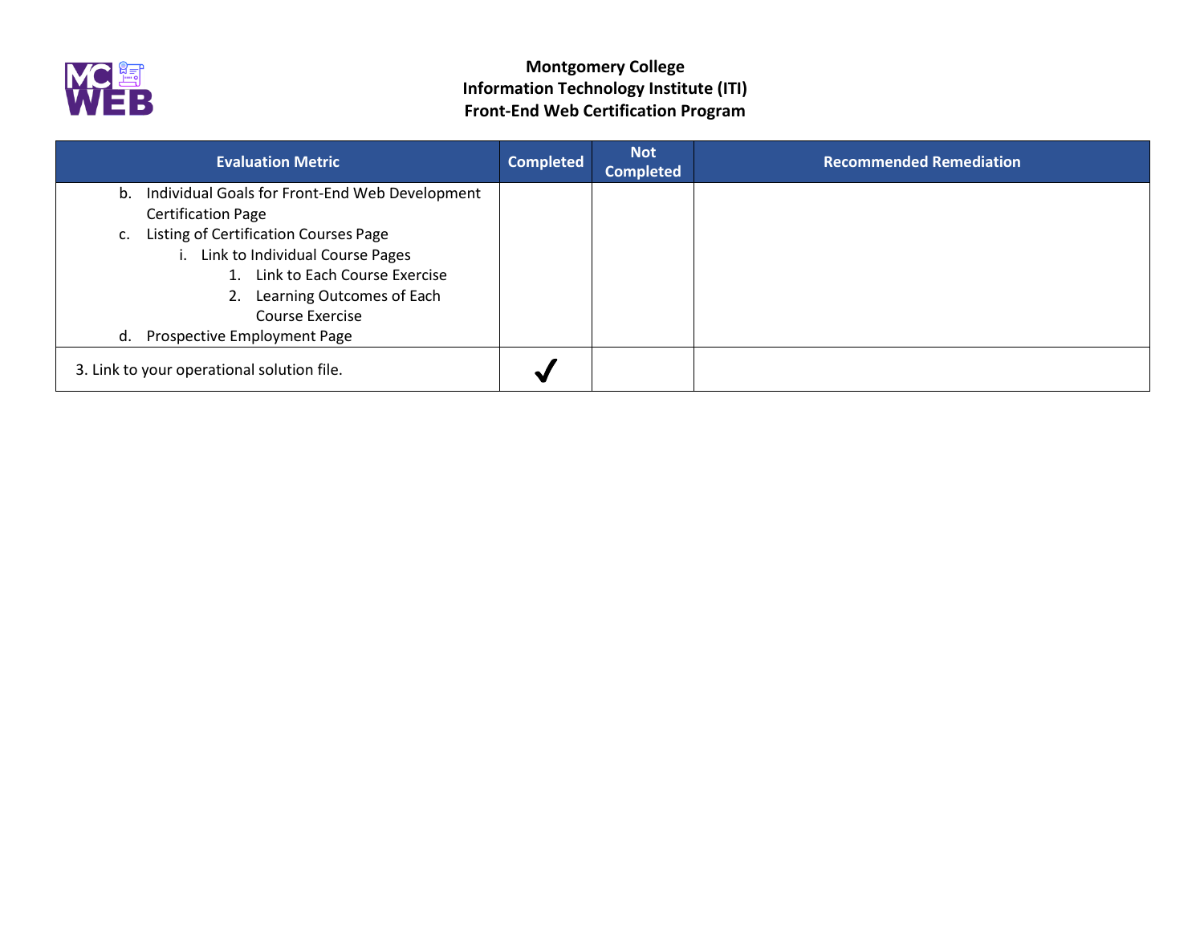**Montgomery College**
**Information Technology Institute (ITI)**
**Front-End Web Certification Program**

| Evaluation Metric | Completed | Not Completed | Recommended Remediation |
|---|---|---|---|
| b. Individual Goals for Front-End Web Development Certification Page<br>c. Listing of Certification Courses Page<br>i. Link to Individual Course Pages<br>1. Link to Each Course Exercise<br>2. Learning Outcomes of Each Course Exercise<br>d. Prospective Employment Page | | | |
| 3. Link to your operational solution file. | ✓ | | |